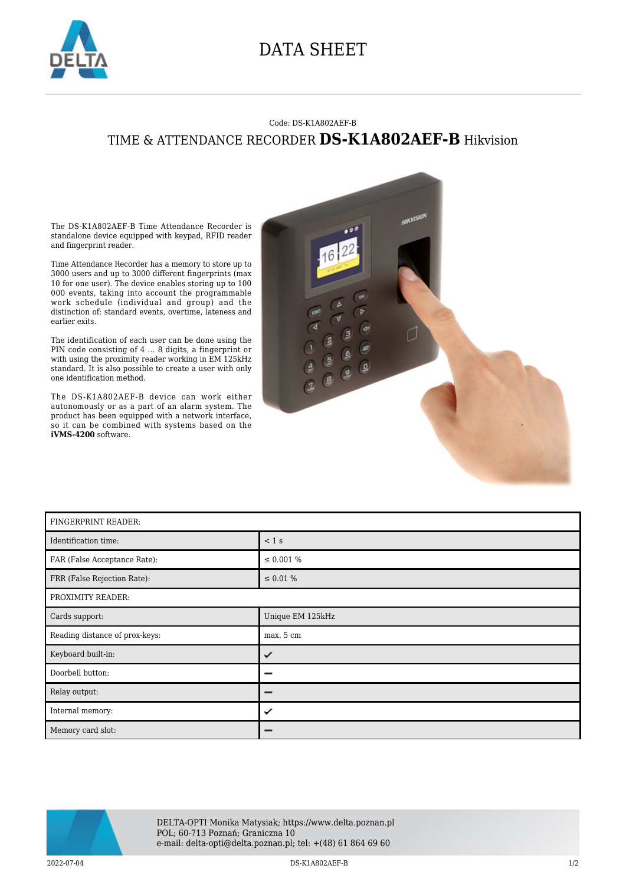# DATA SHEET

Code: DS-K1A802AEF-B

## TIME & ATTENDANCE RECORDER **DS-K1A802AEF-B** Hikvision

The DS-K1A802AEF-B Time Attendance Recorder is standalone device equipped with keypad, RFID reader and fingerprint reader.

Time Attendance Recorder has a memory to store up to 3000 users and up to 3000 different fingerprints (max 10 for one user). The device enables storing up to 100 000 events, taking into account the programmable work schedule (individual and group) and the distinction of: standard events, overtime, lateness and earlier exits.

The identification of each user can be done using the PIN code consisting of 4 ... 8 digits, a fingerprint or with using the proximity reader working in EM 125kHz standard. It is also possible to create a user with only one identification method.

The DS-K1A802AEF-B device can work either autonomously or as a part of an alarm system. The product has been equipped with a network interface, so it can be combined with systems based on the **iVMS-4200** software.

| FINGERPRINT READER: | |
|---|---|
| Identification time: | < 1 s |
| FAR (False Acceptance Rate): | ≤ 0.001 % |
| FRR (False Rejection Rate): | ≤ 0.01 % |
| PROXIMITY READER: | |
| Cards support: | Unique EM 125kHz |
| Reading distance of prox-keys: | max. 5 cm |
| Keyboard built-in: | ✔ |
| Doorbell button: | – |
| Relay output: | – |
| Internal memory: | ✔ |
| Memory card slot: | – |

DELTA-OPTI Monika Matysiak; https://www.delta.poznan.pl
POL; 60-713 Poznań; Graniczna 10
e-mail: delta-opti@delta.poznan.pl; tel: +(48) 61 864 69 60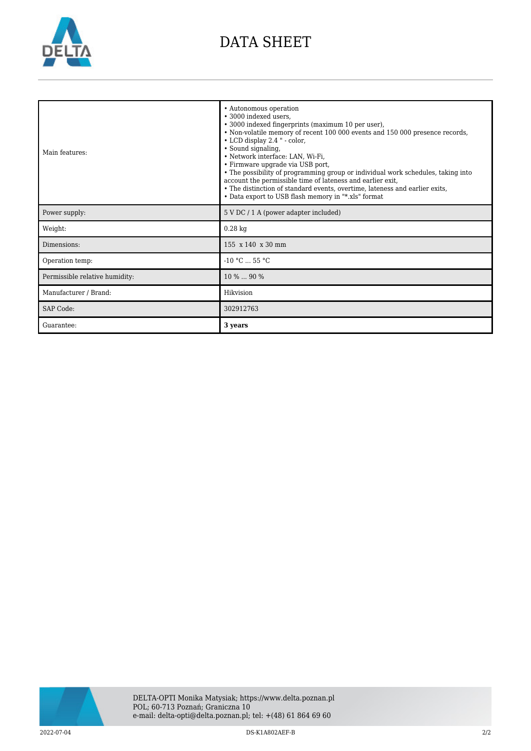# DATA SHEET

| | |
|---|---|
| Main features: | • Autonomous operation<br>• 3000 indexed users,<br>• 3000 indexed fingerprints (maximum 10 per user),<br>• Non-volatile memory of recent 100 000 events and 150 000 presence records,<br>• LCD display 2.4 " - color,<br>• Sound signaling,<br>• Network interface: LAN, Wi-Fi,<br>• Firmware upgrade via USB port,<br>• The possibility of programming group or individual work schedules, taking into account the permissible time of lateness and earlier exit,<br>• The distinction of standard events, overtime, lateness and earlier exits,<br>• Data export to USB flash memory in "*.xls" format |
| Power supply: | 5 V DC / 1 A (power adapter included) |
| Weight: | 0.28 kg |
| Dimensions: | 155 x 140 x 30 mm |
| Operation temp: | -10 °C ... 55 °C |
| Permissible relative humidity: | 10 % ... 90 % |
| Manufacturer / Brand: | Hikvision |
| SAP Code: | 302912763 |
| Guarantee: | **3 years** |

DELTA-OPTI Monika Matysiak; https://www.delta.poznan.pl
POL; 60-713 Poznań; Graniczna 10
e-mail: delta-opti@delta.poznan.pl; tel: +(48) 61 864 69 60

2022-07-04 DS-K1A802AEF-B